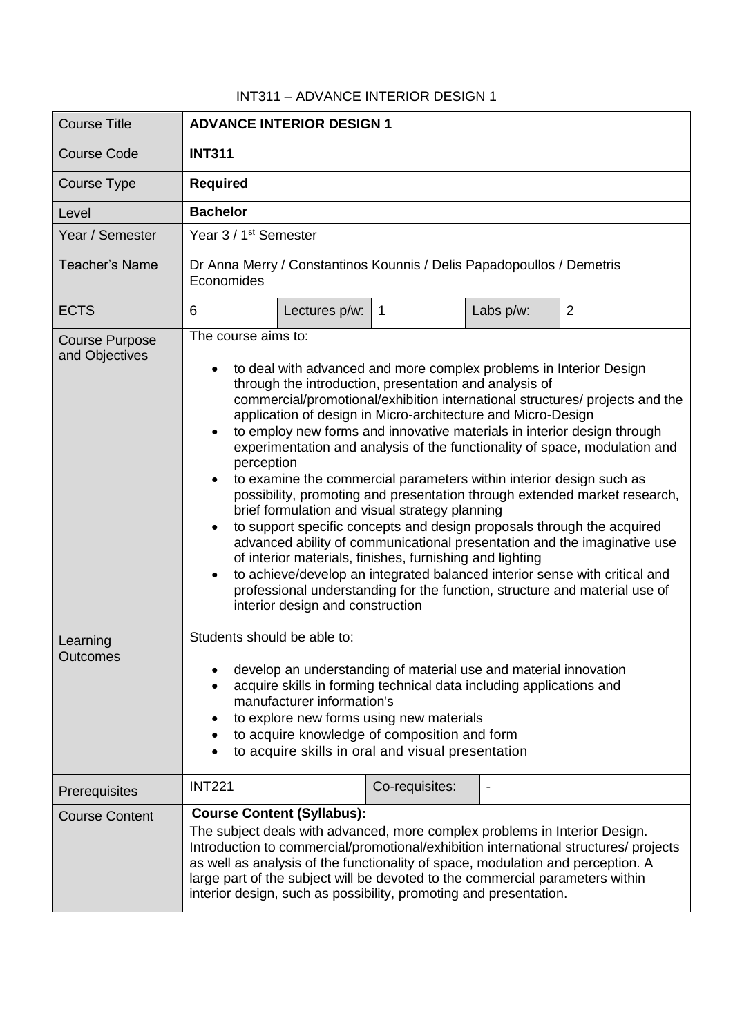# INT311 – ADVANCE INTERIOR DESIGN 1

| Course Title | **ADVANCE INTERIOR DESIGN 1** | | | | |
|---|---|---|---|---|---|
| Course Code | **INT311** | | | | |
| Course Type | **Required** | | | | |
| Level | **Bachelor** | | | | |
| Year / Semester | Year 3 / 1st Semester | | | | |
| Teacher's Name | Dr Anna Merry / Constantinos Kounnis / Delis Papadopoullos / Demetris Economides | | | | |
| ECTS | 6 | Lectures p/w: | 1 | Labs p/w: | 2 |
| Course Purpose and Objectives | The course aims to:<br>• to deal with advanced and more complex problems in Interior Design through the introduction, presentation and analysis of commercial/promotional/exhibition international structures/ projects and the application of design in Micro-architecture and Micro-Design<br>• to employ new forms and innovative materials in interior design through experimentation and analysis of the functionality of space, modulation and perception<br>• to examine the commercial parameters within interior design such as possibility, promoting and presentation through extended market research, brief formulation and visual strategy planning<br>• to support specific concepts and design proposals through the acquired advanced ability of communicational presentation and the imaginative use of interior materials, finishes, furnishing and lighting<br>• to achieve/develop an integrated balanced interior sense with critical and professional understanding for the function, structure and material use of interior design and construction | | | | |
| Learning Outcomes | Students should be able to:<br>• develop an understanding of material use and material innovation<br>• acquire skills in forming technical data including applications and manufacturer information's<br>• to explore new forms using new materials<br>• to acquire knowledge of composition and form<br>• to acquire skills in oral and visual presentation | | | | |
| Prerequisites | INT221 | | Co-requisites: | - | |
| Course Content | **Course Content (Syllabus):**<br>The subject deals with advanced, more complex problems in Interior Design. Introduction to commercial/promotional/exhibition international structures/ projects as well as analysis of the functionality of space, modulation and perception. A large part of the subject will be devoted to the commercial parameters within interior design, such as possibility, promoting and presentation. | | | | |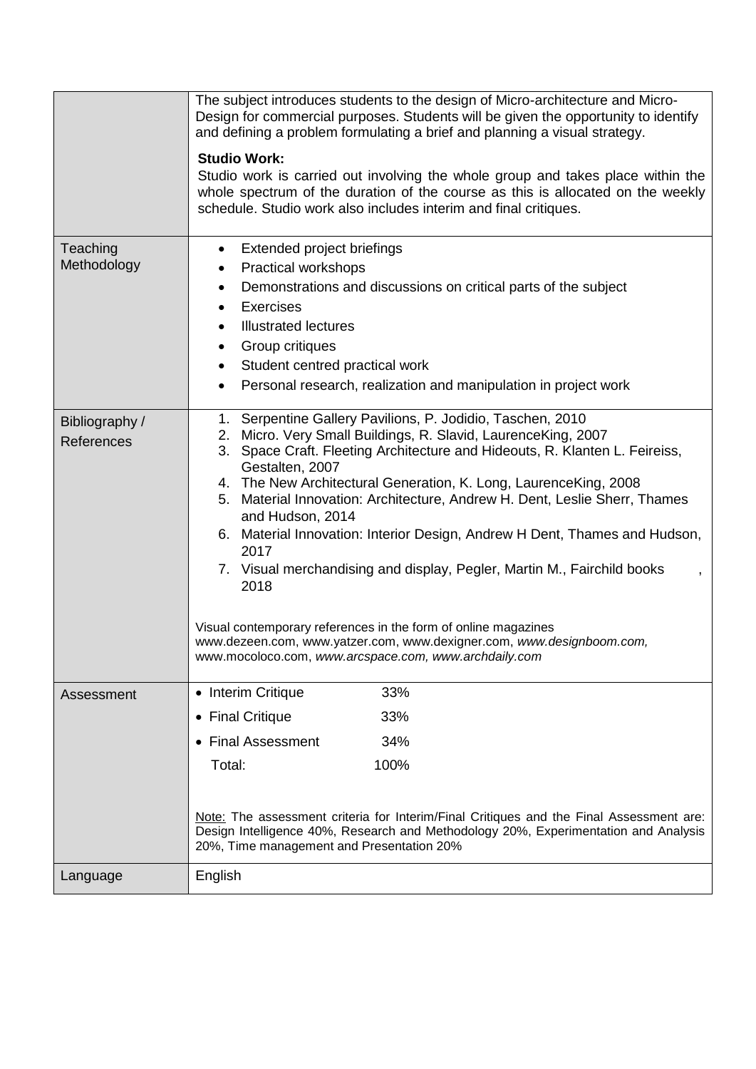| | |
|---|---|
| | The subject introduces students to the design of Micro-architecture and Micro-Design for commercial purposes. Students will be given the opportunity to identify and defining a problem formulating a brief and planning a visual strategy.<br><br>**Studio Work:**<br>Studio work is carried out involving the whole group and takes place within the whole spectrum of the duration of the course as this is allocated on the weekly schedule. Studio work also includes interim and final critiques. |
| Teaching Methodology | • Extended project briefings<br>• Practical workshops<br>• Demonstrations and discussions on critical parts of the subject<br>• Exercises<br>• Illustrated lectures<br>• Group critiques<br>• Student centred practical work<br>• Personal research, realization and manipulation in project work |
| Bibliography / References | 1. Serpentine Gallery Pavilions, P. Jodidio, Taschen, 2010<br>2. Micro. Very Small Buildings, R. Slavid, LaurenceKing, 2007<br>3. Space Craft. Fleeting Architecture and Hideouts, R. Klanten L. Feireiss, Gestalten, 2007<br>4. The New Architectural Generation, K. Long, LaurenceKing, 2008<br>5. Material Innovation: Architecture, Andrew H. Dent, Leslie Sherr, Thames and Hudson, 2014<br>6. Material Innovation: Interior Design, Andrew H Dent, Thames and Hudson, 2017<br>7. Visual merchandising and display, Pegler, Martin M., Fairchild books , 2018<br><br>Visual contemporary references in the form of online magazines www.dezeen.com, www.yatzer.com, www.dexigner.com, *www.designboom.com,* www.mocoloco.com, *www.arcspace.com, www.archdaily.com* |
| Assessment | • Interim Critique 33%<br>• Final Critique 33%<br>• Final Assessment 34%<br>Total: 100%<br><br>Note: The assessment criteria for Interim/Final Critiques and the Final Assessment are: Design Intelligence 40%, Research and Methodology 20%, Experimentation and Analysis 20%, Time management and Presentation 20% |
| Language | English |